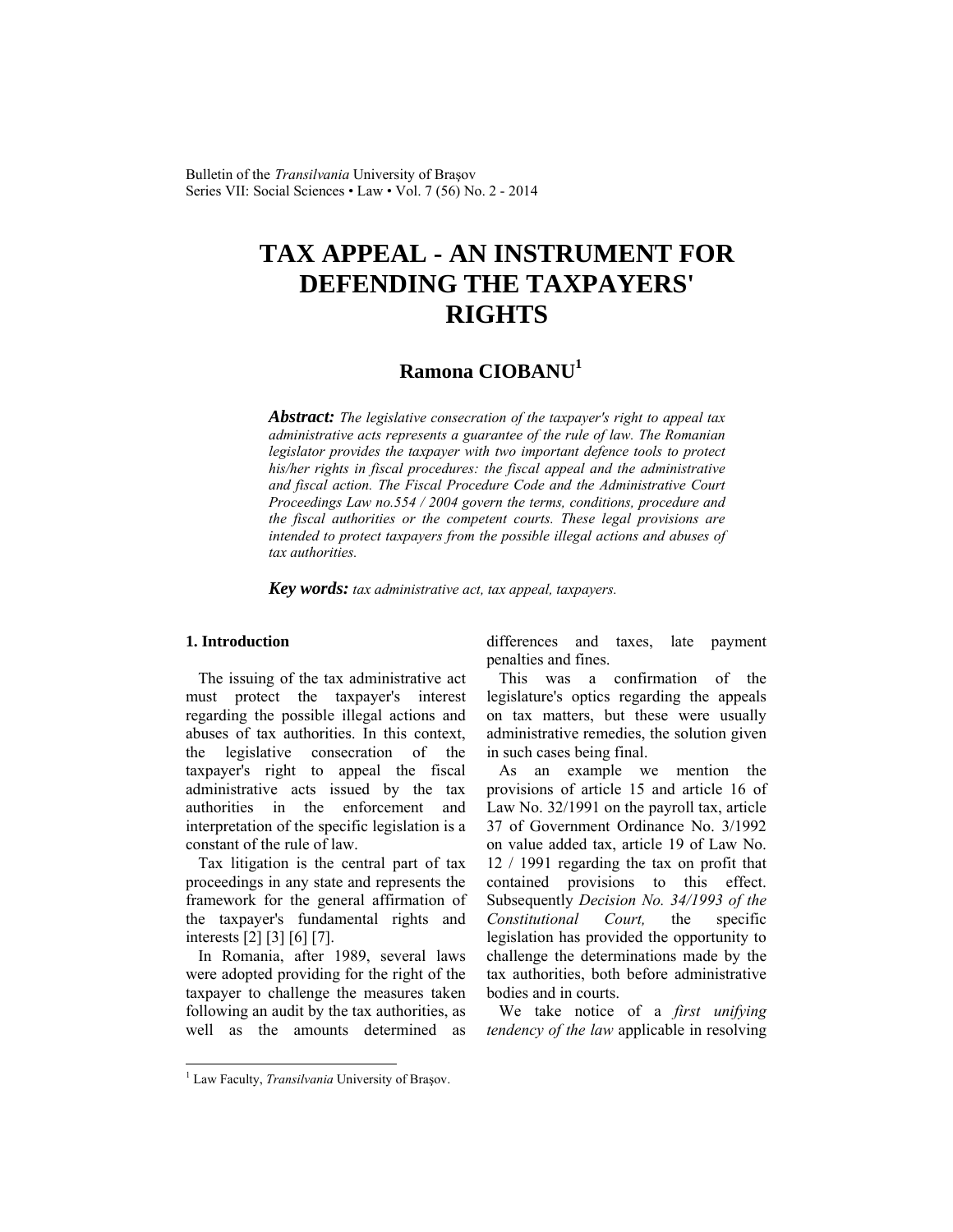# TAX APPEAL - AN INSTRUMENT FOR DEFENDING THE TAXPAYERS' RIGHTS

**Ramona CIOBANU**[1]

***Abstract:*** *The legislative consecration of the taxpayer's right to appeal tax administrative acts represents a guarantee of the rule of law. The Romanian legislator provides the taxpayer with two important defence tools to protect his/her rights in fiscal procedures: the fiscal appeal and the administrative and fiscal action. The Fiscal Procedure Code and the Administrative Court Proceedings Law no.554 / 2004 govern the terms, conditions, procedure and the fiscal authorities or the competent courts. These legal provisions are intended to protect taxpayers from the possible illegal actions and abuses of tax authorities.*

***Key words:*** *tax administrative act, tax appeal, taxpayers.*

## 1. Introduction

The issuing of the tax administrative act must protect the taxpayer's interest regarding the possible illegal actions and abuses of tax authorities. In this context, the legislative consecration of the taxpayer's right to appeal the fiscal administrative acts issued by the tax authorities in the enforcement and interpretation of the specific legislation is a constant of the rule of law.

Tax litigation is the central part of tax proceedings in any state and represents the framework for the general affirmation of the taxpayer's fundamental rights and interests [2] [3] [6] [7].

In Romania, after 1989, several laws were adopted providing for the right of the taxpayer to challenge the measures taken following an audit by the tax authorities, as well as the amounts determined as differences and taxes, late payment penalties and fines.

This was a confirmation of the legislature's optics regarding the appeals on tax matters, but these were usually administrative remedies, the solution given in such cases being final.

As an example we mention the provisions of article 15 and article 16 of Law No. 32/1991 on the payroll tax, article 37 of Government Ordinance No. 3/1992 on value added tax, article 19 of Law No. 12 / 1991 regarding the tax on profit that contained provisions to this effect. Subsequently *Decision No. 34/1993 of the Constitutional Court,* the specific legislation has provided the opportunity to challenge the determinations made by the tax authorities, both before administrative bodies and in courts.

We take notice of a *first unifying tendency of the law* applicable in resolving

---

[1] Law Faculty, *Transilvania* University of Braşov.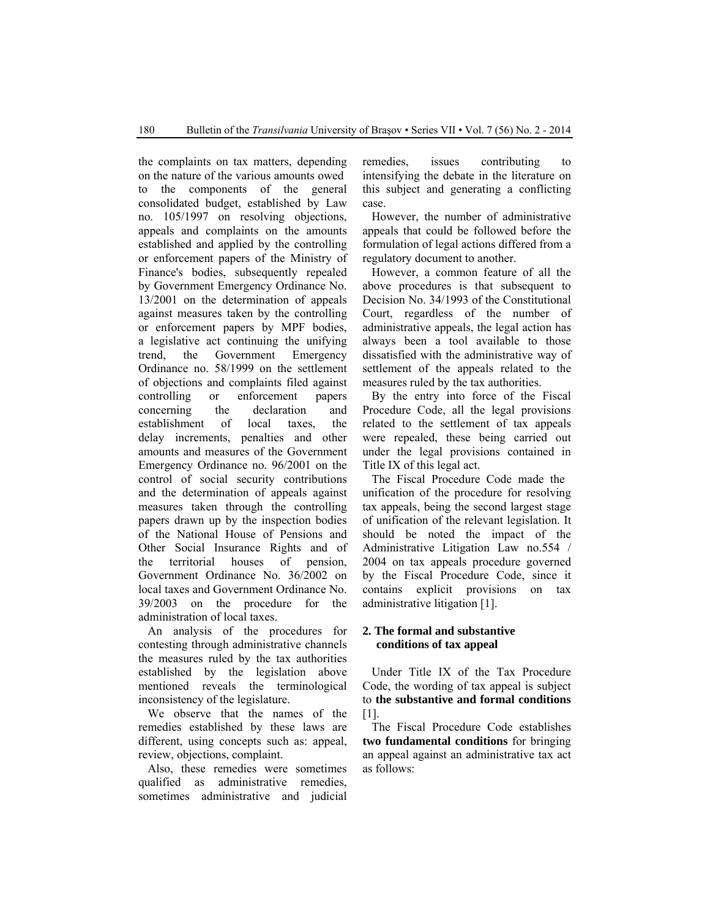the complaints on tax matters, depending on the nature of the various amounts owed to the components of the general consolidated budget, established by Law no. 105/1997 on resolving objections, appeals and complaints on the amounts established and applied by the controlling or enforcement papers of the Ministry of Finance's bodies, subsequently repealed by Government Emergency Ordinance No. 13/2001 on the determination of appeals against measures taken by the controlling or enforcement papers by MPF bodies, a legislative act continuing the unifying trend, the Government Emergency Ordinance no. 58/1999 on the settlement of objections and complaints filed against controlling or enforcement papers concerning the declaration and establishment of local taxes, the delay increments, penalties and other amounts and measures of the Government Emergency Ordinance no. 96/2001 on the control of social security contributions and the determination of appeals against measures taken through the controlling papers drawn up by the inspection bodies of the National House of Pensions and Other Social Insurance Rights and of the territorial houses of pension, Government Ordinance No. 36/2002 on local taxes and Government Ordinance No. 39/2003 on the procedure for the administration of local taxes.

An analysis of the procedures for contesting through administrative channels the measures ruled by the tax authorities established by the legislation above mentioned reveals the terminological inconsistency of the legislature.

We observe that the names of the remedies established by these laws are different, using concepts such as: appeal, review, objections, complaint.

Also, these remedies were sometimes qualified as administrative remedies, sometimes administrative and judicial remedies, issues contributing to intensifying the debate in the literature on this subject and generating a conflicting case.

However, the number of administrative appeals that could be followed before the formulation of legal actions differed from a regulatory document to another.

However, a common feature of all the above procedures is that subsequent to Decision No. 34/1993 of the Constitutional Court, regardless of the number of administrative appeals, the legal action has always been a tool available to those dissatisfied with the administrative way of settlement of the appeals related to the measures ruled by the tax authorities.

By the entry into force of the Fiscal Procedure Code, all the legal provisions related to the settlement of tax appeals were repealed, these being carried out under the legal provisions contained in Title IX of this legal act.

The Fiscal Procedure Code made the unification of the procedure for resolving tax appeals, being the second largest stage of unification of the relevant legislation. It should be noted the impact of the Administrative Litigation Law no.554 / 2004 on tax appeals procedure governed by the Fiscal Procedure Code, since it contains explicit provisions on tax administrative litigation [1].

## 2. The formal and substantive conditions of tax appeal

Under Title IX of the Tax Procedure Code, the wording of tax appeal is subject to **the substantive and formal conditions** [1].

The Fiscal Procedure Code establishes **two fundamental conditions** for bringing an appeal against an administrative tax act as follows: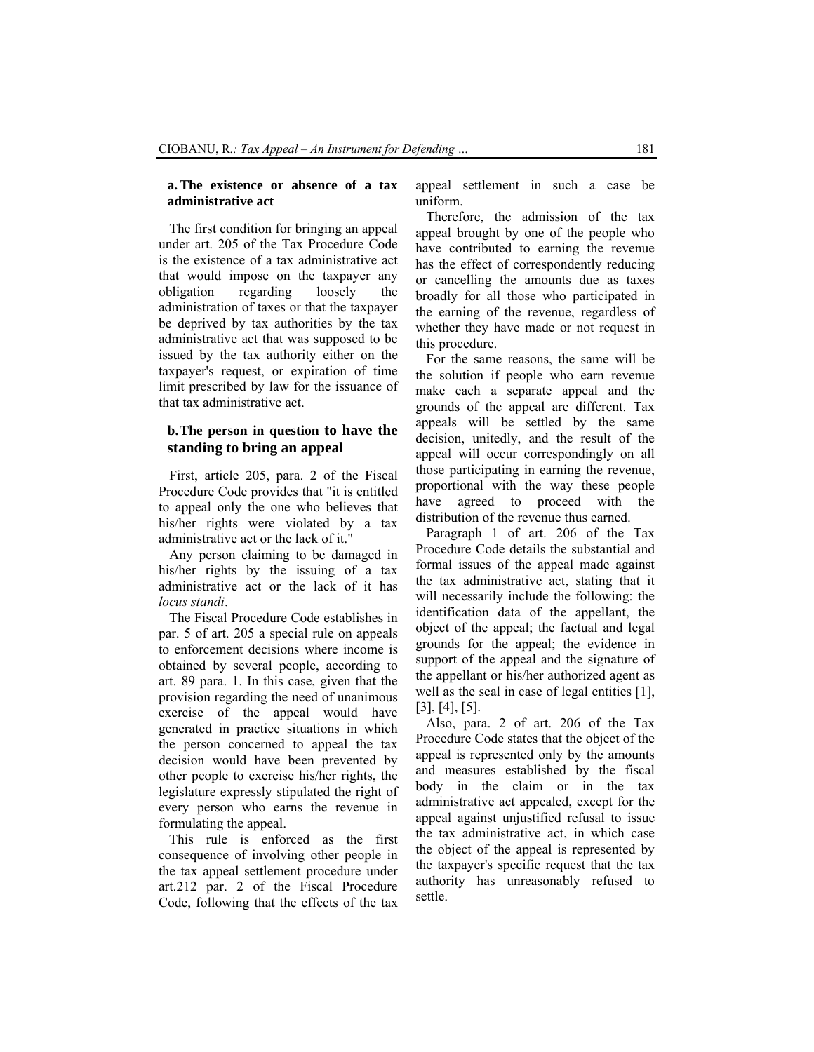### a. The existence or absence of a tax administrative act

The first condition for bringing an appeal under art. 205 of the Tax Procedure Code is the existence of a tax administrative act that would impose on the taxpayer any obligation regarding loosely the administration of taxes or that the taxpayer be deprived by tax authorities by the tax administrative act that was supposed to be issued by the tax authority either on the taxpayer's request, or expiration of time limit prescribed by law for the issuance of that tax administrative act.

### b. The person in question to have the standing to bring an appeal

First, article 205, para. 2 of the Fiscal Procedure Code provides that "it is entitled to appeal only the one who believes that his/her rights were violated by a tax administrative act or the lack of it."

Any person claiming to be damaged in his/her rights by the issuing of a tax administrative act or the lack of it has *locus standi*.

The Fiscal Procedure Code establishes in par. 5 of art. 205 a special rule on appeals to enforcement decisions where income is obtained by several people, according to art. 89 para. 1. In this case, given that the provision regarding the need of unanimous exercise of the appeal would have generated in practice situations in which the person concerned to appeal the tax decision would have been prevented by other people to exercise his/her rights, the legislature expressly stipulated the right of every person who earns the revenue in formulating the appeal.

This rule is enforced as the first consequence of involving other people in the tax appeal settlement procedure under art.212 par. 2 of the Fiscal Procedure Code, following that the effects of the tax appeal settlement in such a case be uniform.

Therefore, the admission of the tax appeal brought by one of the people who have contributed to earning the revenue has the effect of correspondently reducing or cancelling the amounts due as taxes broadly for all those who participated in the earning of the revenue, regardless of whether they have made or not request in this procedure.

For the same reasons, the same will be the solution if people who earn revenue make each a separate appeal and the grounds of the appeal are different. Tax appeals will be settled by the same decision, unitedly, and the result of the appeal will occur correspondingly on all those participating in earning the revenue, proportional with the way these people have agreed to proceed with the distribution of the revenue thus earned.

Paragraph 1 of art. 206 of the Tax Procedure Code details the substantial and formal issues of the appeal made against the tax administrative act, stating that it will necessarily include the following: the identification data of the appellant, the object of the appeal; the factual and legal grounds for the appeal; the evidence in support of the appeal and the signature of the appellant or his/her authorized agent as well as the seal in case of legal entities [1], [3], [4], [5].

Also, para. 2 of art. 206 of the Tax Procedure Code states that the object of the appeal is represented only by the amounts and measures established by the fiscal body in the claim or in the tax administrative act appealed, except for the appeal against unjustified refusal to issue the tax administrative act, in which case the object of the appeal is represented by the taxpayer's specific request that the tax authority has unreasonably refused to settle.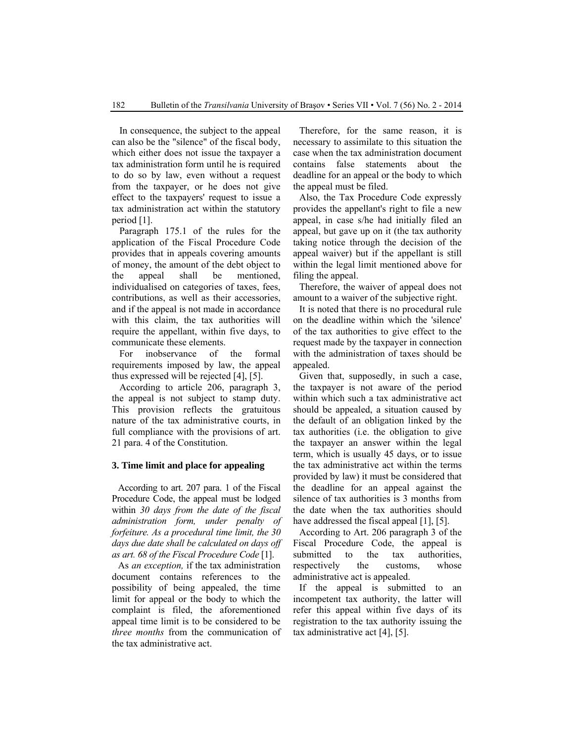In consequence, the subject to the appeal can also be the "silence" of the fiscal body, which either does not issue the taxpayer a tax administration form until he is required to do so by law, even without a request from the taxpayer, or he does not give effect to the taxpayers' request to issue a tax administration act within the statutory period [1].

Paragraph 175.1 of the rules for the application of the Fiscal Procedure Code provides that in appeals covering amounts of money, the amount of the debt object to the appeal shall be mentioned, individualised on categories of taxes, fees, contributions, as well as their accessories, and if the appeal is not made in accordance with this claim, the tax authorities will require the appellant, within five days, to communicate these elements.

For inobservance of the formal requirements imposed by law, the appeal thus expressed will be rejected [4], [5].

According to article 206, paragraph 3, the appeal is not subject to stamp duty. This provision reflects the gratuitous nature of the tax administrative courts, in full compliance with the provisions of art. 21 para. 4 of the Constitution.

### 3. Time limit and place for appealing

According to art. 207 para. 1 of the Fiscal Procedure Code, the appeal must be lodged within *30 days from the date of the fiscal administration form, under penalty of forfeiture. As a procedural time limit, the 30 days due date shall be calculated on days off as art. 68 of the Fiscal Procedure Code* [1].

As *an exception,* if the tax administration document contains references to the possibility of being appealed, the time limit for appeal or the body to which the complaint is filed, the aforementioned appeal time limit is to be considered to be *three months* from the communication of the tax administrative act.

Therefore, for the same reason, it is necessary to assimilate to this situation the case when the tax administration document contains false statements about the deadline for an appeal or the body to which the appeal must be filed.

Also, the Tax Procedure Code expressly provides the appellant's right to file a new appeal, in case s/he had initially filed an appeal, but gave up on it (the tax authority taking notice through the decision of the appeal waiver) but if the appellant is still within the legal limit mentioned above for filing the appeal.

Therefore, the waiver of appeal does not amount to a waiver of the subjective right.

It is noted that there is no procedural rule on the deadline within which the 'silence' of the tax authorities to give effect to the request made by the taxpayer in connection with the administration of taxes should be appealed.

Given that, supposedly, in such a case, the taxpayer is not aware of the period within which such a tax administrative act should be appealed, a situation caused by the default of an obligation linked by the tax authorities (i.e. the obligation to give the taxpayer an answer within the legal term, which is usually 45 days, or to issue the tax administrative act within the terms provided by law) it must be considered that the deadline for an appeal against the silence of tax authorities is 3 months from the date when the tax authorities should have addressed the fiscal appeal [1], [5].

According to Art. 206 paragraph 3 of the Fiscal Procedure Code, the appeal is submitted to the tax authorities, respectively the customs, whose administrative act is appealed.

If the appeal is submitted to an incompetent tax authority, the latter will refer this appeal within five days of its registration to the tax authority issuing the tax administrative act [4], [5].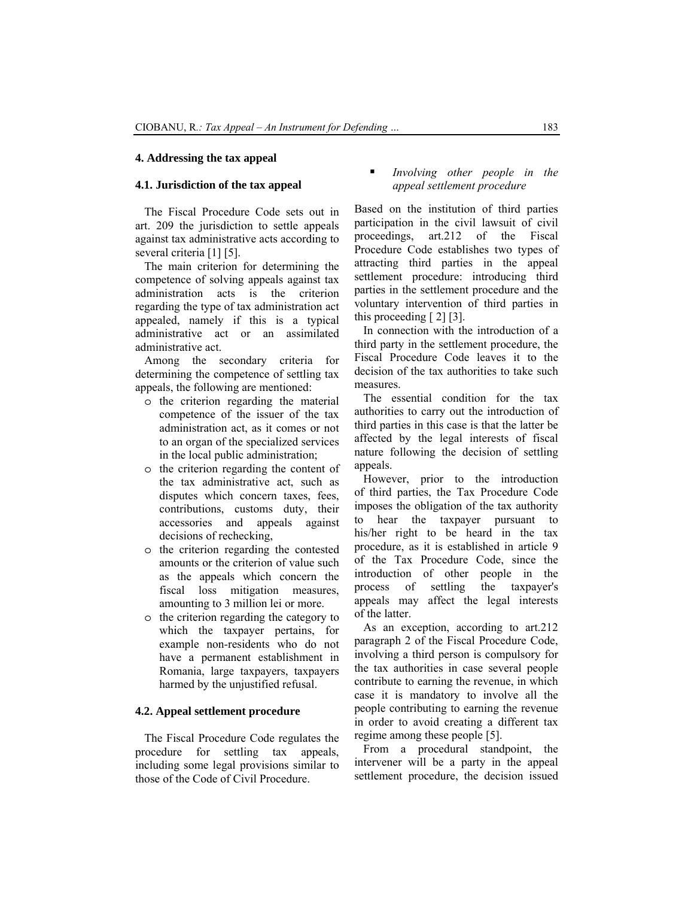## 4. Addressing the tax appeal

### 4.1. Jurisdiction of the tax appeal

The Fiscal Procedure Code sets out in art. 209 the jurisdiction to settle appeals against tax administrative acts according to several criteria [1] [5].

The main criterion for determining the competence of solving appeals against tax administration acts is the criterion regarding the type of tax administration act appealed, namely if this is a typical administrative act or an assimilated administrative act.

Among the secondary criteria for determining the competence of settling tax appeals, the following are mentioned:

- the criterion regarding the material competence of the issuer of the tax administration act, as it comes or not to an organ of the specialized services in the local public administration;
- the criterion regarding the content of the tax administrative act, such as disputes which concern taxes, fees, contributions, customs duty, their accessories and appeals against decisions of rechecking,
- the criterion regarding the contested amounts or the criterion of value such as the appeals which concern the fiscal loss mitigation measures, amounting to 3 million lei or more.
- the criterion regarding the category to which the taxpayer pertains, for example non-residents who do not have a permanent establishment in Romania, large taxpayers, taxpayers harmed by the unjustified refusal.

### 4.2. Appeal settlement procedure

The Fiscal Procedure Code regulates the procedure for settling tax appeals, including some legal provisions similar to those of the Code of Civil Procedure.

- *Involving other people in the appeal settlement procedure*

Based on the institution of third parties participation in the civil lawsuit of civil proceedings, art.212 of the Fiscal Procedure Code establishes two types of attracting third parties in the appeal settlement procedure: introducing third parties in the settlement procedure and the voluntary intervention of third parties in this proceeding [ 2] [3].

In connection with the introduction of a third party in the settlement procedure, the Fiscal Procedure Code leaves it to the decision of the tax authorities to take such measures.

The essential condition for the tax authorities to carry out the introduction of third parties in this case is that the latter be affected by the legal interests of fiscal nature following the decision of settling appeals.

However, prior to the introduction of third parties, the Tax Procedure Code imposes the obligation of the tax authority to hear the taxpayer pursuant to his/her right to be heard in the tax procedure, as it is established in article 9 of the Tax Procedure Code, since the introduction of other people in the process of settling the taxpayer's appeals may affect the legal interests of the latter.

As an exception, according to art.212 paragraph 2 of the Fiscal Procedure Code, involving a third person is compulsory for the tax authorities in case several people contribute to earning the revenue, in which case it is mandatory to involve all the people contributing to earning the revenue in order to avoid creating a different tax regime among these people [5].

From a procedural standpoint, the intervener will be a party in the appeal settlement procedure, the decision issued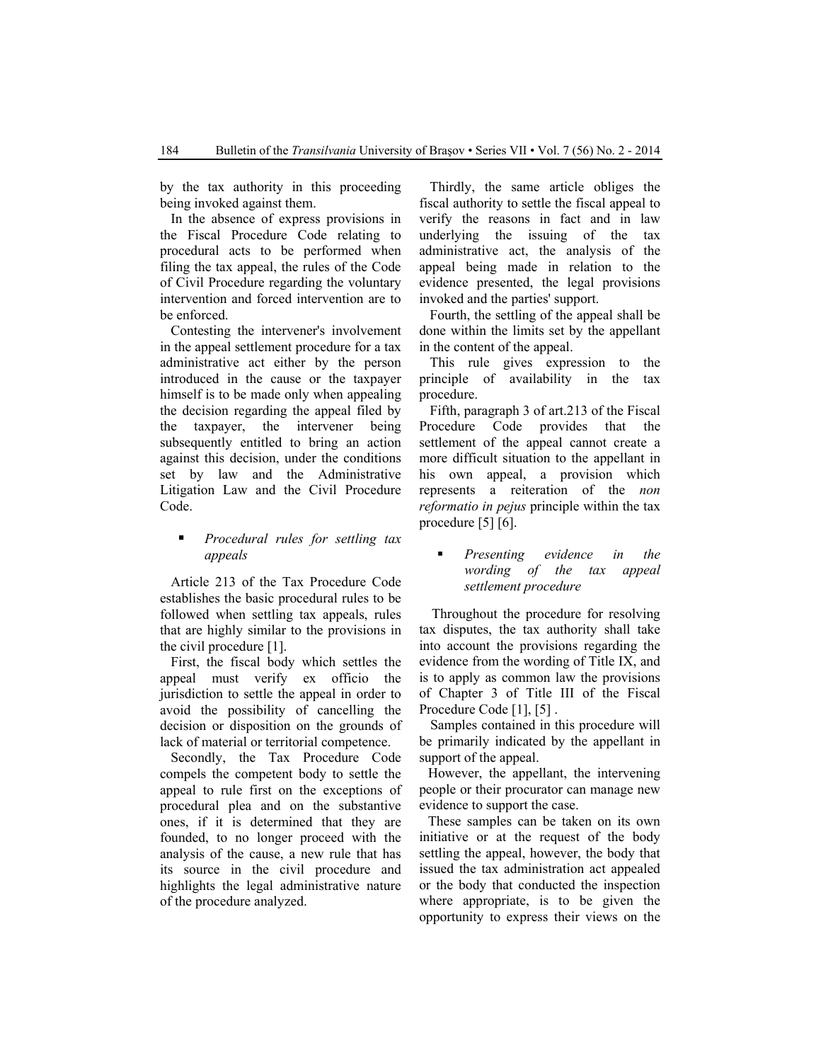by the tax authority in this proceeding being invoked against them.

In the absence of express provisions in the Fiscal Procedure Code relating to procedural acts to be performed when filing the tax appeal, the rules of the Code of Civil Procedure regarding the voluntary intervention and forced intervention are to be enforced.

Contesting the intervener's involvement in the appeal settlement procedure for a tax administrative act either by the person introduced in the cause or the taxpayer himself is to be made only when appealing the decision regarding the appeal filed by the taxpayer, the intervener being subsequently entitled to bring an action against this decision, under the conditions set by law and the Administrative Litigation Law and the Civil Procedure Code.

- *Procedural rules for settling tax appeals*

Article 213 of the Tax Procedure Code establishes the basic procedural rules to be followed when settling tax appeals, rules that are highly similar to the provisions in the civil procedure [1].

First, the fiscal body which settles the appeal must verify ex officio the jurisdiction to settle the appeal in order to avoid the possibility of cancelling the decision or disposition on the grounds of lack of material or territorial competence.

Secondly, the Tax Procedure Code compels the competent body to settle the appeal to rule first on the exceptions of procedural plea and on the substantive ones, if it is determined that they are founded, to no longer proceed with the analysis of the cause, a new rule that has its source in the civil procedure and highlights the legal administrative nature of the procedure analyzed.

Thirdly, the same article obliges the fiscal authority to settle the fiscal appeal to verify the reasons in fact and in law underlying the issuing of the tax administrative act, the analysis of the appeal being made in relation to the evidence presented, the legal provisions invoked and the parties' support.

Fourth, the settling of the appeal shall be done within the limits set by the appellant in the content of the appeal.

This rule gives expression to the principle of availability in the tax procedure.

Fifth, paragraph 3 of art.213 of the Fiscal Procedure Code provides that the settlement of the appeal cannot create a more difficult situation to the appellant in his own appeal, a provision which represents a reiteration of the *non reformatio in pejus* principle within the tax procedure [5] [6].

- *Presenting evidence in the wording of the tax appeal settlement procedure*

Throughout the procedure for resolving tax disputes, the tax authority shall take into account the provisions regarding the evidence from the wording of Title IX, and is to apply as common law the provisions of Chapter 3 of Title III of the Fiscal Procedure Code [1], [5] .

Samples contained in this procedure will be primarily indicated by the appellant in support of the appeal.

However, the appellant, the intervening people or their procurator can manage new evidence to support the case.

These samples can be taken on its own initiative or at the request of the body settling the appeal, however, the body that issued the tax administration act appealed or the body that conducted the inspection where appropriate, is to be given the opportunity to express their views on the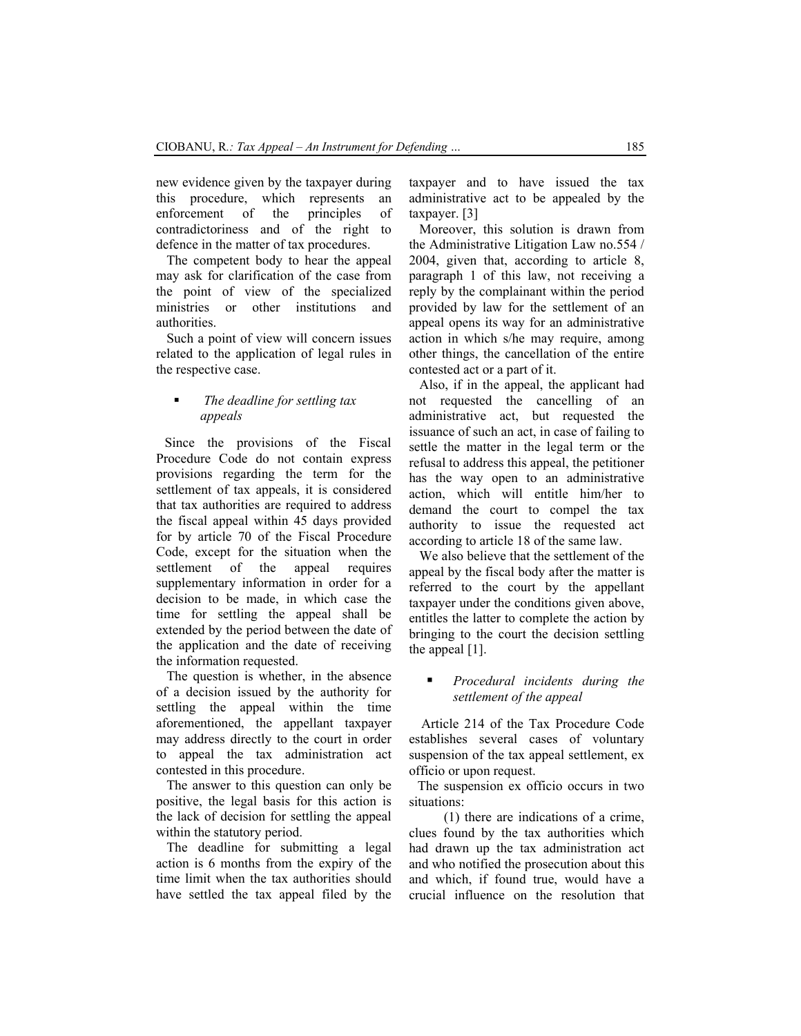new evidence given by the taxpayer during this procedure, which represents an enforcement of the principles of contradictoriness and of the right to defence in the matter of tax procedures.

The competent body to hear the appeal may ask for clarification of the case from the point of view of the specialized ministries or other institutions and authorities.

Such a point of view will concern issues related to the application of legal rules in the respective case.

- *The deadline for settling tax appeals*

Since the provisions of the Fiscal Procedure Code do not contain express provisions regarding the term for the settlement of tax appeals, it is considered that tax authorities are required to address the fiscal appeal within 45 days provided for by article 70 of the Fiscal Procedure Code, except for the situation when the settlement of the appeal requires supplementary information in order for a decision to be made, in which case the time for settling the appeal shall be extended by the period between the date of the application and the date of receiving the information requested.

The question is whether, in the absence of a decision issued by the authority for settling the appeal within the time aforementioned, the appellant taxpayer may address directly to the court in order to appeal the tax administration act contested in this procedure.

The answer to this question can only be positive, the legal basis for this action is the lack of decision for settling the appeal within the statutory period.

The deadline for submitting a legal action is 6 months from the expiry of the time limit when the tax authorities should have settled the tax appeal filed by the taxpayer and to have issued the tax administrative act to be appealed by the taxpayer. [3]

Moreover, this solution is drawn from the Administrative Litigation Law no.554 / 2004, given that, according to article 8, paragraph 1 of this law, not receiving a reply by the complainant within the period provided by law for the settlement of an appeal opens its way for an administrative action in which s/he may require, among other things, the cancellation of the entire contested act or a part of it.

Also, if in the appeal, the applicant had not requested the cancelling of an administrative act, but requested the issuance of such an act, in case of failing to settle the matter in the legal term or the refusal to address this appeal, the petitioner has the way open to an administrative action, which will entitle him/her to demand the court to compel the tax authority to issue the requested act according to article 18 of the same law.

We also believe that the settlement of the appeal by the fiscal body after the matter is referred to the court by the appellant taxpayer under the conditions given above, entitles the latter to complete the action by bringing to the court the decision settling the appeal [1].

- *Procedural incidents during the settlement of the appeal*

Article 214 of the Tax Procedure Code establishes several cases of voluntary suspension of the tax appeal settlement, ex officio or upon request.

The suspension ex officio occurs in two situations:

(1) there are indications of a crime, clues found by the tax authorities which had drawn up the tax administration act and who notified the prosecution about this and which, if found true, would have a crucial influence on the resolution that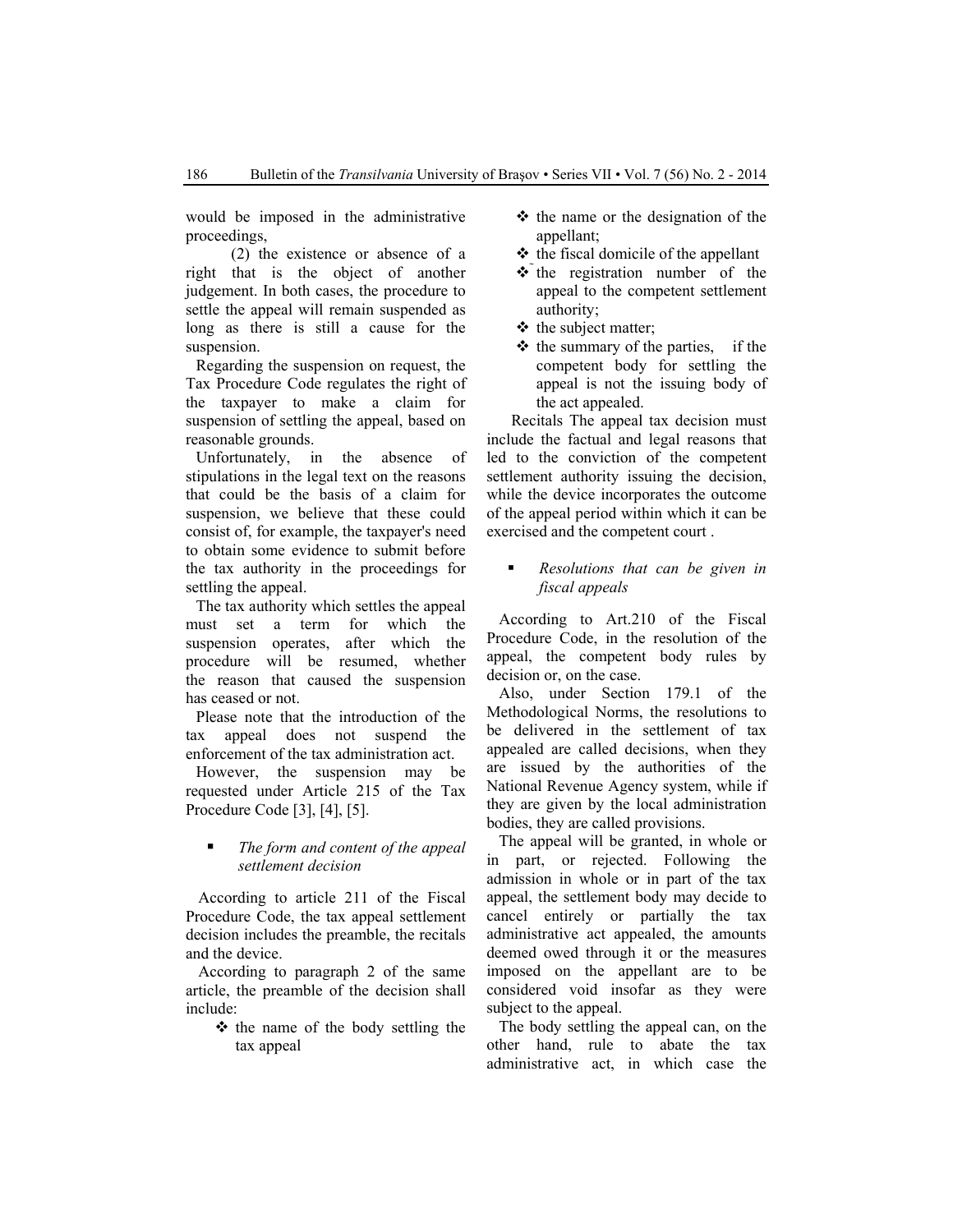would be imposed in the administrative proceedings,

(2) the existence or absence of a right that is the object of another judgement. In both cases, the procedure to settle the appeal will remain suspended as long as there is still a cause for the suspension.

Regarding the suspension on request, the Tax Procedure Code regulates the right of the taxpayer to make a claim for suspension of settling the appeal, based on reasonable grounds.

Unfortunately, in the absence of stipulations in the legal text on the reasons that could be the basis of a claim for suspension, we believe that these could consist of, for example, the taxpayer's need to obtain some evidence to submit before the tax authority in the proceedings for settling the appeal.

The tax authority which settles the appeal must set a term for which the suspension operates, after which the procedure will be resumed, whether the reason that caused the suspension has ceased or not.

Please note that the introduction of the tax appeal does not suspend the enforcement of the tax administration act.

However, the suspension may be requested under Article 215 of the Tax Procedure Code [3], [4], [5].

- *The form and content of the appeal settlement decision*

According to article 211 of the Fiscal Procedure Code, the tax appeal settlement decision includes the preamble, the recitals and the device.

According to paragraph 2 of the same article, the preamble of the decision shall include:

- the name of the body settling the tax appeal
- the name or the designation of the appellant;
- the fiscal domicile of the appellant
- the registration number of the appeal to the competent settlement authority;
- the subject matter;
- the summary of the parties, if the competent body for settling the appeal is not the issuing body of the act appealed.

Recitals The appeal tax decision must include the factual and legal reasons that led to the conviction of the competent settlement authority issuing the decision, while the device incorporates the outcome of the appeal period within which it can be exercised and the competent court .

- *Resolutions that can be given in fiscal appeals*

According to Art.210 of the Fiscal Procedure Code, in the resolution of the appeal, the competent body rules by decision or, on the case.

Also, under Section 179.1 of the Methodological Norms, the resolutions to be delivered in the settlement of tax appealed are called decisions, when they are issued by the authorities of the National Revenue Agency system, while if they are given by the local administration bodies, they are called provisions.

The appeal will be granted, in whole or in part, or rejected. Following the admission in whole or in part of the tax appeal, the settlement body may decide to cancel entirely or partially the tax administrative act appealed, the amounts deemed owed through it or the measures imposed on the appellant are to be considered void insofar as they were subject to the appeal.

The body settling the appeal can, on the other hand, rule to abate the tax administrative act, in which case the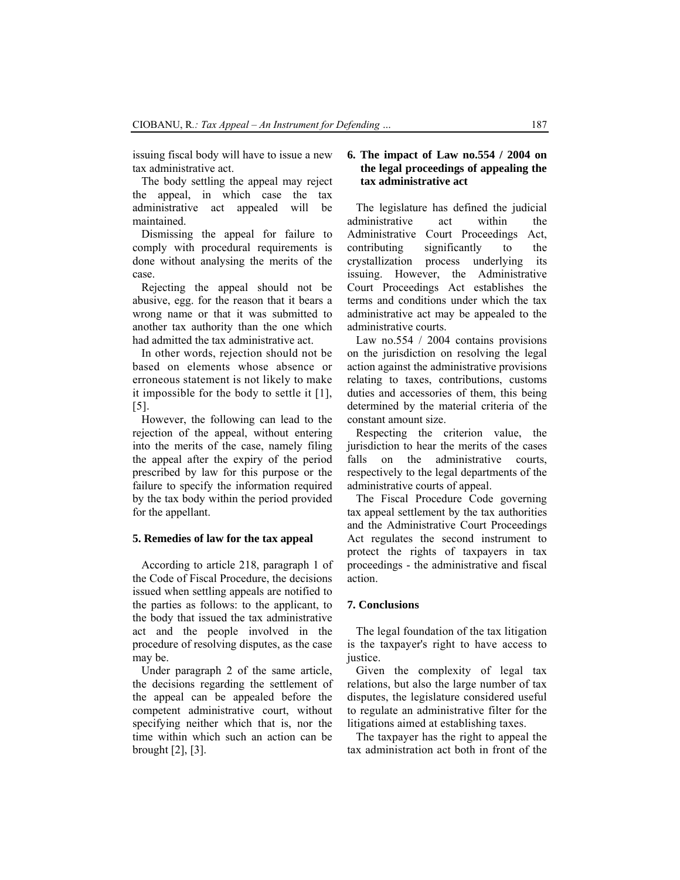issuing fiscal body will have to issue a new tax administrative act.

The body settling the appeal may reject the appeal, in which case the tax administrative act appealed will be maintained.

Dismissing the appeal for failure to comply with procedural requirements is done without analysing the merits of the case.

Rejecting the appeal should not be abusive, egg. for the reason that it bears a wrong name or that it was submitted to another tax authority than the one which had admitted the tax administrative act.

In other words, rejection should not be based on elements whose absence or erroneous statement is not likely to make it impossible for the body to settle it [1], [5].

However, the following can lead to the rejection of the appeal, without entering into the merits of the case, namely filing the appeal after the expiry of the period prescribed by law for this purpose or the failure to specify the information required by the tax body within the period provided for the appellant.

## 5. Remedies of law for the tax appeal

According to article 218, paragraph 1 of the Code of Fiscal Procedure, the decisions issued when settling appeals are notified to the parties as follows: to the applicant, to the body that issued the tax administrative act and the people involved in the procedure of resolving disputes, as the case may be.

Under paragraph 2 of the same article, the decisions regarding the settlement of the appeal can be appealed before the competent administrative court, without specifying neither which that is, nor the time within which such an action can be brought [2], [3].

## 6. The impact of Law no.554 / 2004 on the legal proceedings of appealing the tax administrative act

The legislature has defined the judicial administrative act within the Administrative Court Proceedings Act, contributing significantly to the crystallization process underlying its issuing. However, the Administrative Court Proceedings Act establishes the terms and conditions under which the tax administrative act may be appealed to the administrative courts.

Law no.554 / 2004 contains provisions on the jurisdiction on resolving the legal action against the administrative provisions relating to taxes, contributions, customs duties and accessories of them, this being determined by the material criteria of the constant amount size.

Respecting the criterion value, the jurisdiction to hear the merits of the cases falls on the administrative courts, respectively to the legal departments of the administrative courts of appeal.

The Fiscal Procedure Code governing tax appeal settlement by the tax authorities and the Administrative Court Proceedings Act regulates the second instrument to protect the rights of taxpayers in tax proceedings - the administrative and fiscal action.

## 7. Conclusions

The legal foundation of the tax litigation is the taxpayer's right to have access to justice.

Given the complexity of legal tax relations, but also the large number of tax disputes, the legislature considered useful to regulate an administrative filter for the litigations aimed at establishing taxes.

The taxpayer has the right to appeal the tax administration act both in front of the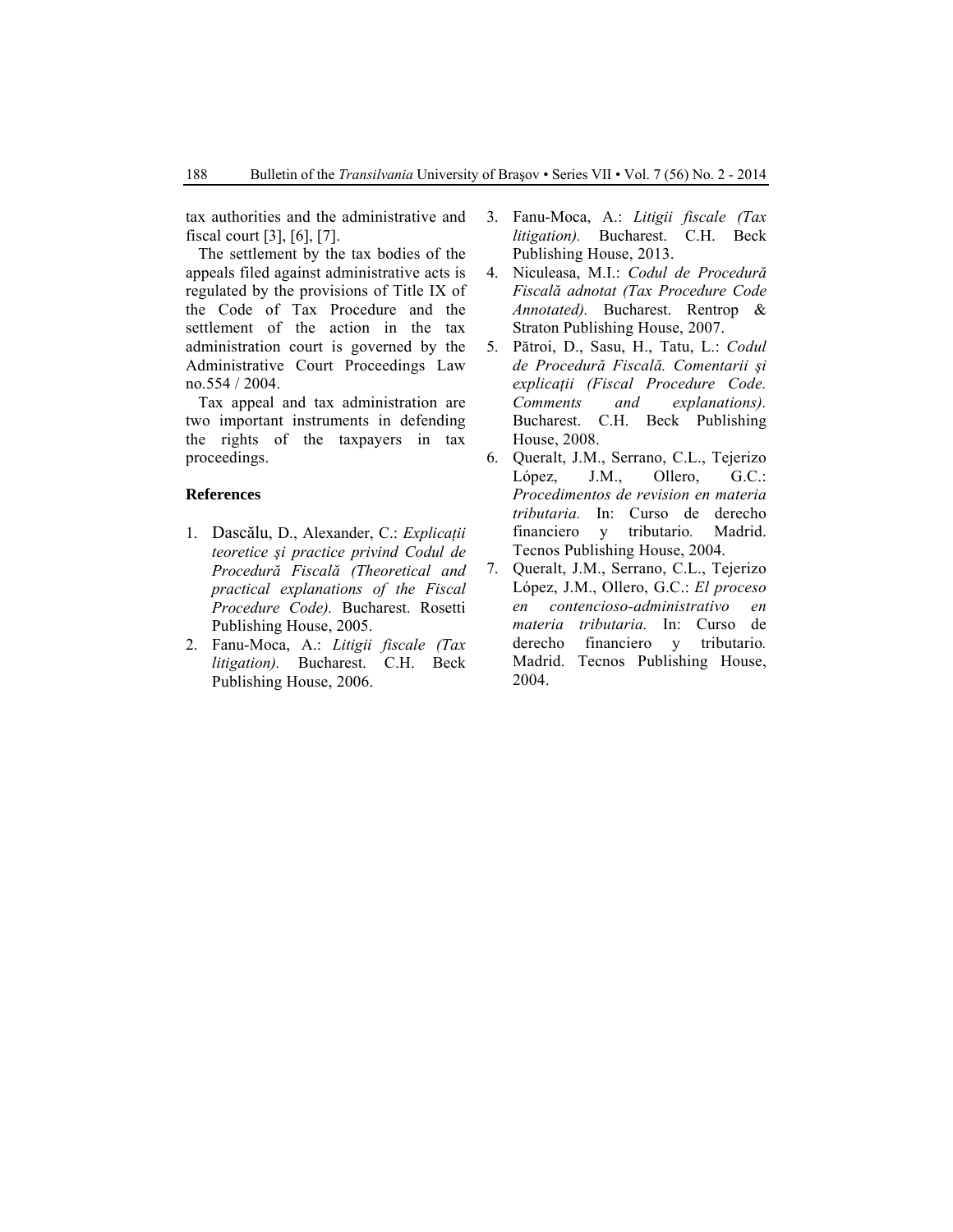tax authorities and the administrative and fiscal court [3], [6], [7].

The settlement by the tax bodies of the appeals filed against administrative acts is regulated by the provisions of Title IX of the Code of Tax Procedure and the settlement of the action in the tax administration court is governed by the Administrative Court Proceedings Law no.554 / 2004.

Tax appeal and tax administration are two important instruments in defending the rights of the taxpayers in tax proceedings.

## References

1. Dascălu, D., Alexander, C.: *Explicații teoretice şi practice privind Codul de Procedură Fiscală (Theoretical and practical explanations of the Fiscal Procedure Code).* Bucharest. Rosetti Publishing House, 2005.
2. Fanu-Moca, A.: *Litigii fiscale (Tax litigation).* Bucharest. C.H. Beck Publishing House, 2006.
3. Fanu-Moca, A.: *Litigii fiscale (Tax litigation).* Bucharest. C.H. Beck Publishing House, 2013.
4. Niculeasa, M.I.: *Codul de Procedură Fiscală adnotat (Tax Procedure Code Annotated).* Bucharest. Rentrop & Straton Publishing House, 2007.
5. Pătroi, D., Sasu, H., Tatu, L.: *Codul de Procedură Fiscală. Comentarii şi explicații (Fiscal Procedure Code. Comments and explanations).* Bucharest. C.H. Beck Publishing House, 2008.
6. Queralt, J.M., Serrano, C.L., Tejerizo López, J.M., Ollero, G.C.: *Procedimentos de revision en materia tributaria.* In: Curso de derecho financiero y tributario. Madrid. Tecnos Publishing House, 2004.
7. Queralt, J.M., Serrano, C.L., Tejerizo López, J.M., Ollero, G.C.: *El proceso en contencioso-administrativo en materia tributaria.* In: Curso de derecho financiero y tributario. Madrid. Tecnos Publishing House, 2004.